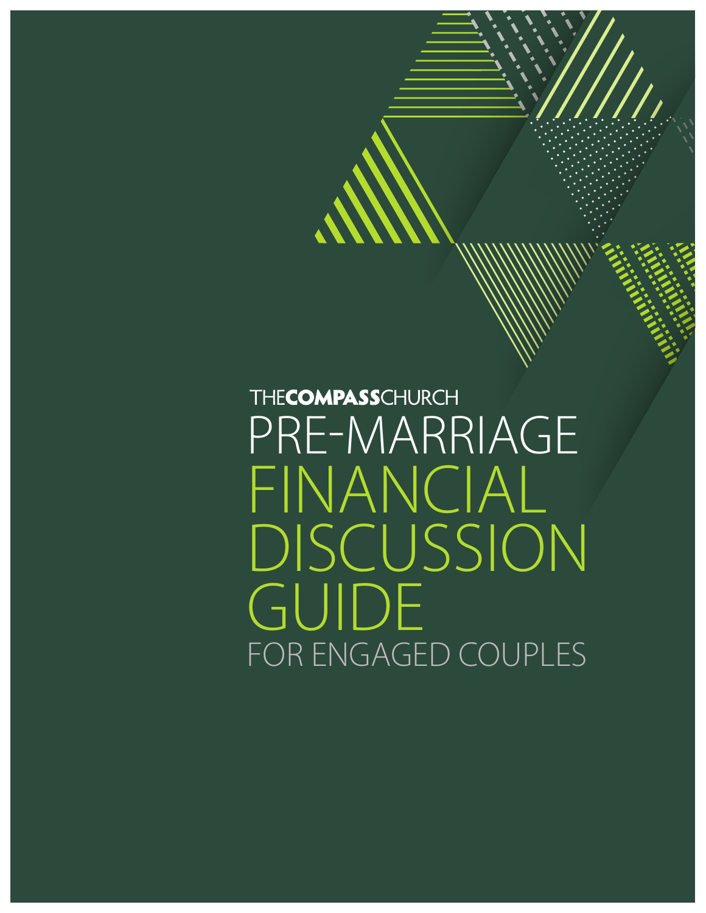THE**COMPASS**CHURCH

# PRE-MARRIAGE FINANCIAL DISCUSSION GUIDE

## FOR ENGAGED COUPLES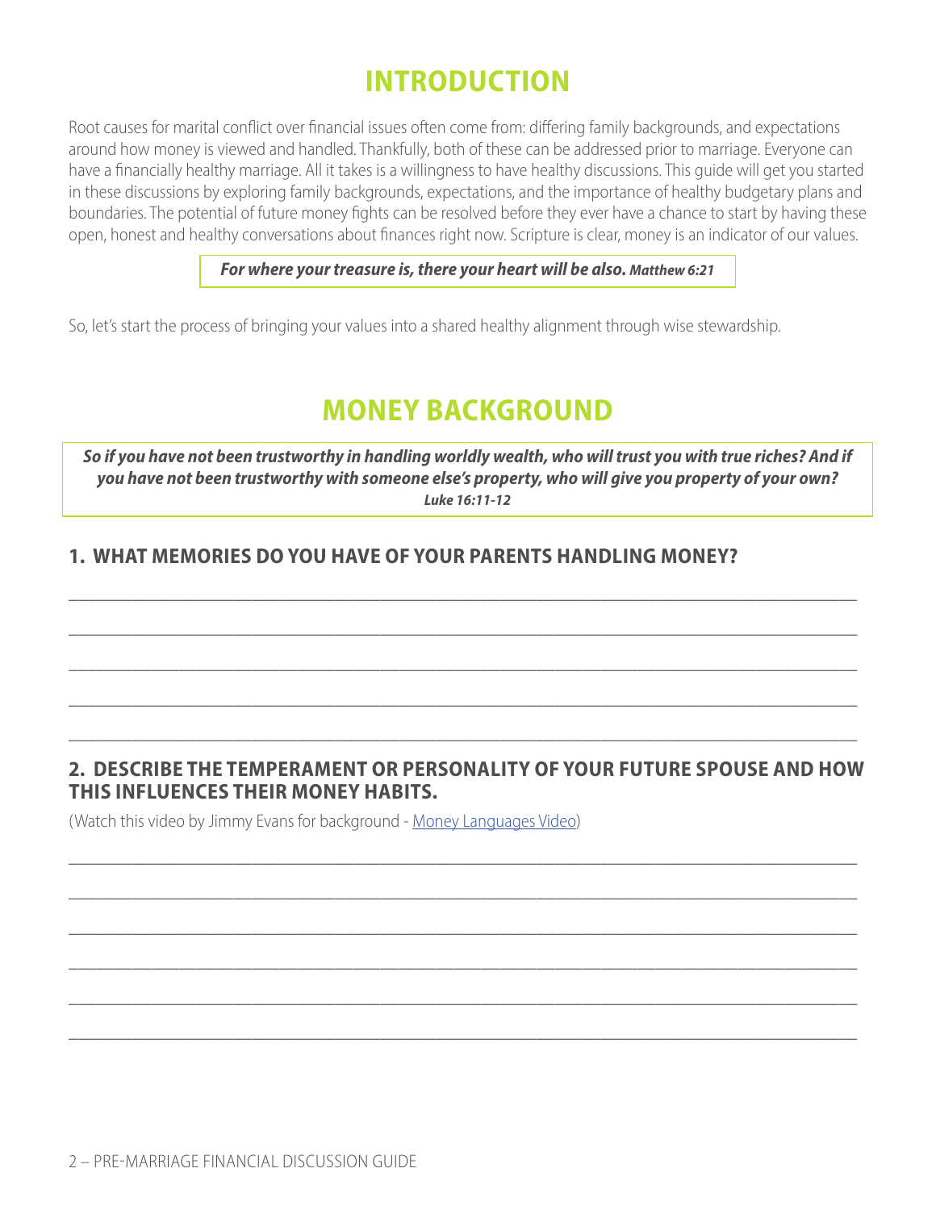# INTRODUCTION

Root causes for marital conflict over financial issues often come from: differing family backgrounds, and expectations around how money is viewed and handled. Thankfully, both of these can be addressed prior to marriage. Everyone can have a financially healthy marriage. All it takes is a willingness to have healthy discussions. This guide will get you started in these discussions by exploring family backgrounds, expectations, and the importance of healthy budgetary plans and boundaries. The potential of future money fights can be resolved before they ever have a chance to start by having these open, honest and healthy conversations about finances right now. Scripture is clear, money is an indicator of our values.

> ***For where your treasure is, there your heart will be also.*** ***Matthew 6:21***

So, let's start the process of bringing your values into a shared healthy alignment through wise stewardship.

# MONEY BACKGROUND

> ***So if you have not been trustworthy in handling worldly wealth, who will trust you with true riches? And if you have not been trustworthy with someone else's property, who will give you property of your own?***
> ***Luke 16:11-12***

## 1. WHAT MEMORIES DO YOU HAVE OF YOUR PARENTS HANDLING MONEY?

___________________________________________________________________________

___________________________________________________________________________

___________________________________________________________________________

___________________________________________________________________________

___________________________________________________________________________

## 2. DESCRIBE THE TEMPERAMENT OR PERSONALITY OF YOUR FUTURE SPOUSE AND HOW THIS INFLUENCES THEIR MONEY HABITS.

(Watch this video by Jimmy Evans for background - Money Languages Video)

___________________________________________________________________________

___________________________________________________________________________

___________________________________________________________________________

___________________________________________________________________________

___________________________________________________________________________

___________________________________________________________________________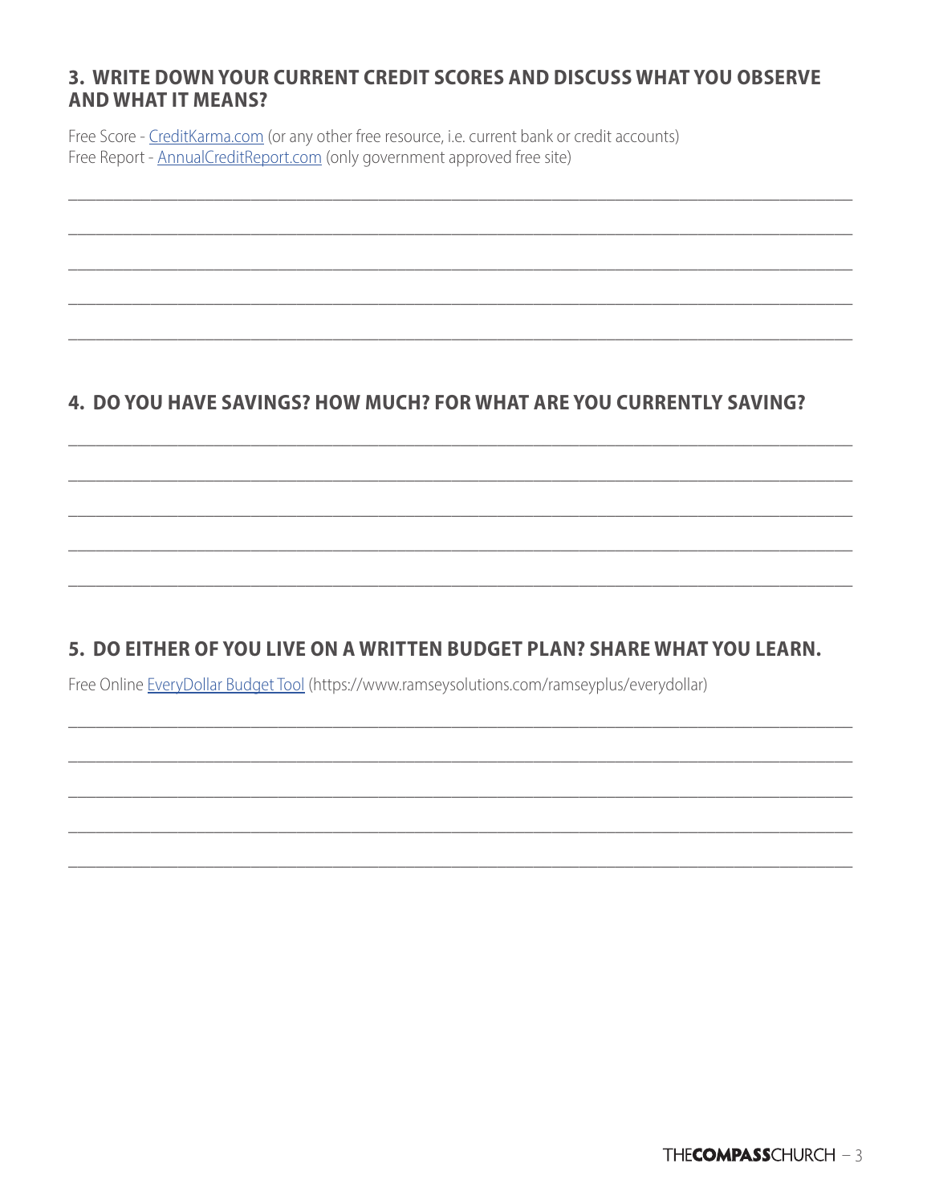## 3. WRITE DOWN YOUR CURRENT CREDIT SCORES AND DISCUSS WHAT YOU OBSERVE AND WHAT IT MEANS?

Free Score - CreditKarma.com (or any other free resource, i.e. current bank or credit accounts)
Free Report - AnnualCreditReport.com (only government approved free site)

______________________________________________________________________________

______________________________________________________________________________

______________________________________________________________________________

______________________________________________________________________________

______________________________________________________________________________

## 4. DO YOU HAVE SAVINGS? HOW MUCH? FOR WHAT ARE YOU CURRENTLY SAVING?

______________________________________________________________________________

______________________________________________________________________________

______________________________________________________________________________

______________________________________________________________________________

______________________________________________________________________________

## 5. DO EITHER OF YOU LIVE ON A WRITTEN BUDGET PLAN? SHARE WHAT YOU LEARN.

Free Online EveryDollar Budget Tool (https://www.ramseysolutions.com/ramseyplus/everydollar)

______________________________________________________________________________

______________________________________________________________________________

______________________________________________________________________________

______________________________________________________________________________

______________________________________________________________________________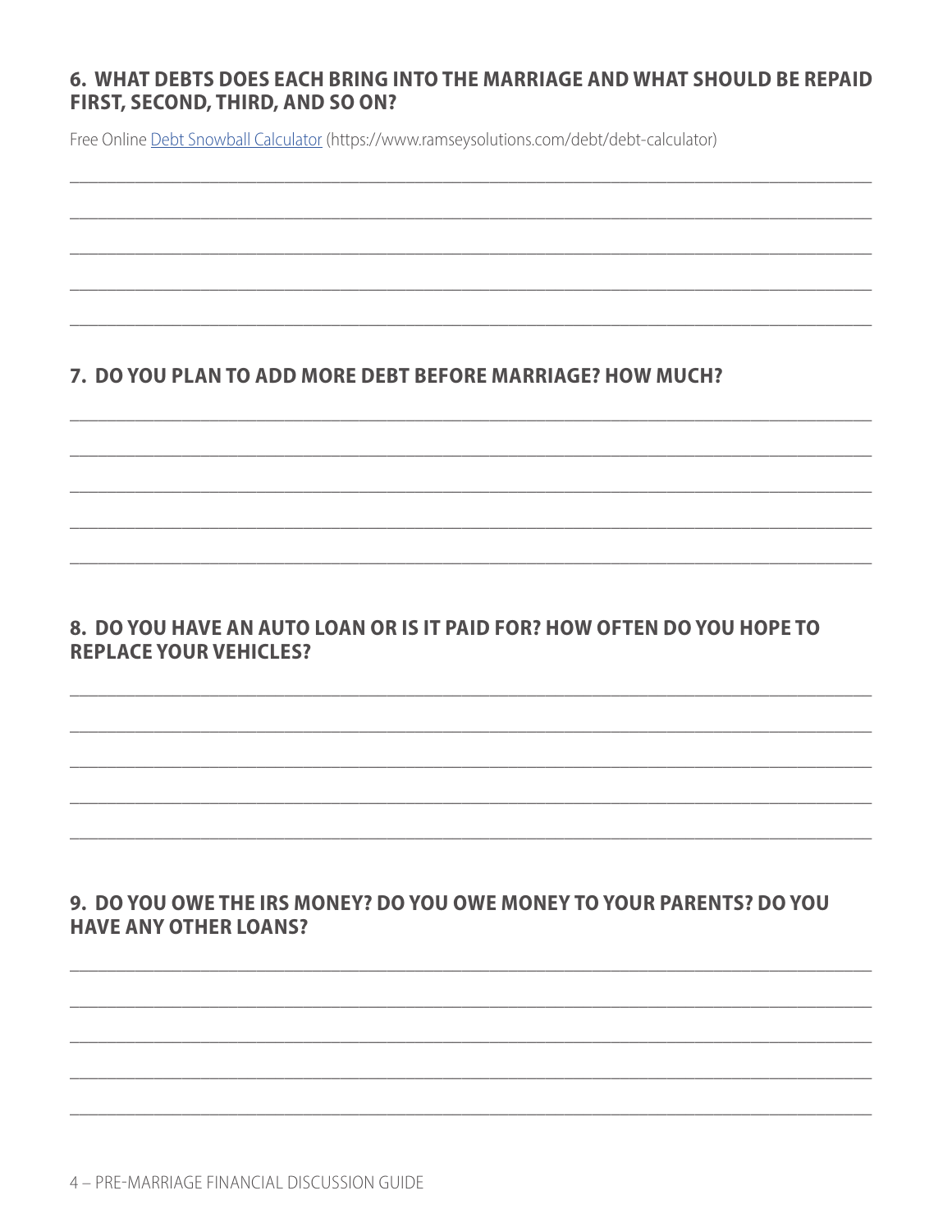## 6. WHAT DEBTS DOES EACH BRING INTO THE MARRIAGE AND WHAT SHOULD BE REPAID FIRST, SECOND, THIRD, AND SO ON?

Free Online [Debt Snowball Calculator](https://www.ramseysolutions.com/debt/debt-calculator) (https://www.ramseysolutions.com/debt/debt-calculator)

## 7. DO YOU PLAN TO ADD MORE DEBT BEFORE MARRIAGE? HOW MUCH?

## 8. DO YOU HAVE AN AUTO LOAN OR IS IT PAID FOR? HOW OFTEN DO YOU HOPE TO REPLACE YOUR VEHICLES?

## 9. DO YOU OWE THE IRS MONEY? DO YOU OWE MONEY TO YOUR PARENTS? DO YOU HAVE ANY OTHER LOANS?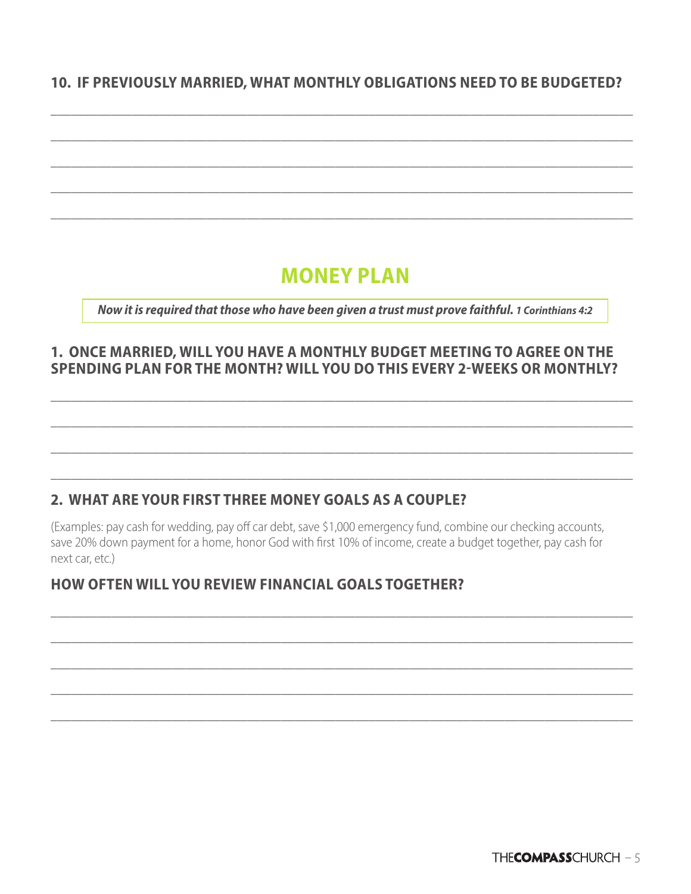### 10. IF PREVIOUSLY MARRIED, WHAT MONTHLY OBLIGATIONS NEED TO BE BUDGETED?

______________________________________________________________________

______________________________________________________________________

______________________________________________________________________

______________________________________________________________________

______________________________________________________________________

## MONEY PLAN

***Now it is required that those who have been given a trust must prove faithful.*** ***1 Corinthians 4:2***

### 1. ONCE MARRIED, WILL YOU HAVE A MONTHLY BUDGET MEETING TO AGREE ON THE SPENDING PLAN FOR THE MONTH? WILL YOU DO THIS EVERY 2-WEEKS OR MONTHLY?

______________________________________________________________________

______________________________________________________________________

______________________________________________________________________

______________________________________________________________________

### 2. WHAT ARE YOUR FIRST THREE MONEY GOALS AS A COUPLE?

(Examples: pay cash for wedding, pay off car debt, save $1,000 emergency fund, combine our checking accounts, save 20% down payment for a home, honor God with first 10% of income, create a budget together, pay cash for next car, etc.)

### HOW OFTEN WILL YOU REVIEW FINANCIAL GOALS TOGETHER?

______________________________________________________________________

______________________________________________________________________

______________________________________________________________________

______________________________________________________________________

______________________________________________________________________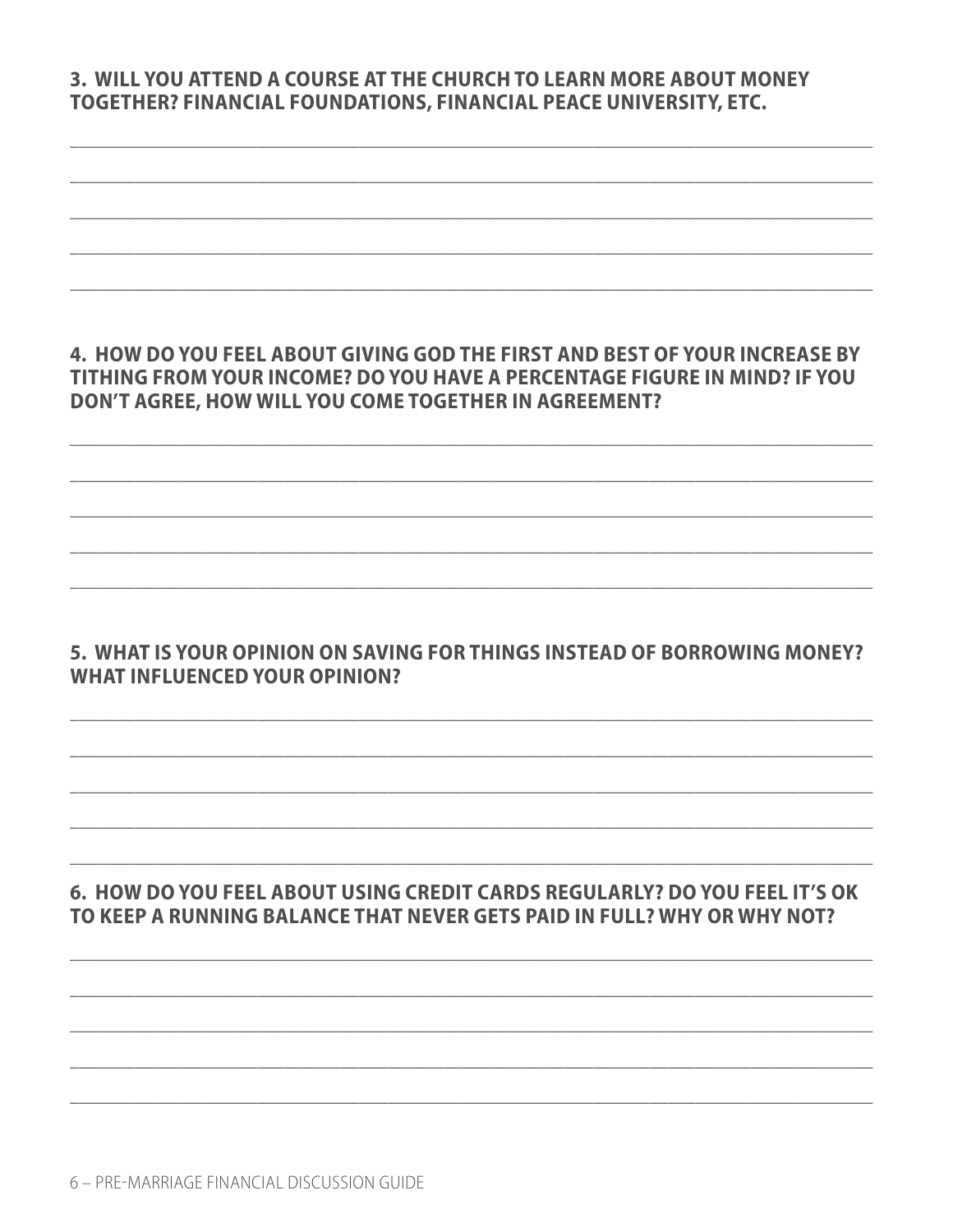**3. WILL YOU ATTEND A COURSE AT THE CHURCH TO LEARN MORE ABOUT MONEY TOGETHER? FINANCIAL FOUNDATIONS, FINANCIAL PEACE UNIVERSITY, ETC.**

______________________________________________________________________________

______________________________________________________________________________

______________________________________________________________________________

______________________________________________________________________________

______________________________________________________________________________

**4. HOW DO YOU FEEL ABOUT GIVING GOD THE FIRST AND BEST OF YOUR INCREASE BY TITHING FROM YOUR INCOME? DO YOU HAVE A PERCENTAGE FIGURE IN MIND? IF YOU DON'T AGREE, HOW WILL YOU COME TOGETHER IN AGREEMENT?**

______________________________________________________________________________

______________________________________________________________________________

______________________________________________________________________________

______________________________________________________________________________

______________________________________________________________________________

**5. WHAT IS YOUR OPINION ON SAVING FOR THINGS INSTEAD OF BORROWING MONEY? WHAT INFLUENCED YOUR OPINION?**

______________________________________________________________________________

______________________________________________________________________________

______________________________________________________________________________

______________________________________________________________________________

______________________________________________________________________________

**6. HOW DO YOU FEEL ABOUT USING CREDIT CARDS REGULARLY? DO YOU FEEL IT'S OK TO KEEP A RUNNING BALANCE THAT NEVER GETS PAID IN FULL? WHY OR WHY NOT?**

______________________________________________________________________________

______________________________________________________________________________

______________________________________________________________________________

______________________________________________________________________________

______________________________________________________________________________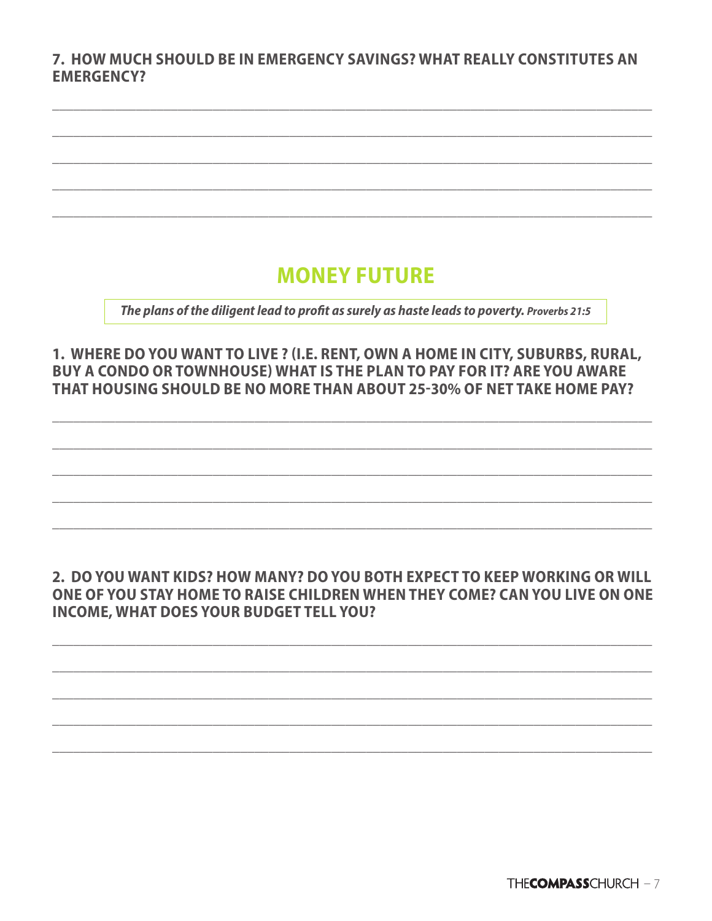**7. HOW MUCH SHOULD BE IN EMERGENCY SAVINGS? WHAT REALLY CONSTITUTES AN EMERGENCY?**

______________________________________________________________________________

______________________________________________________________________________

______________________________________________________________________________

______________________________________________________________________________

______________________________________________________________________________

## MONEY FUTURE

***The plans of the diligent lead to profit as surely as haste leads to poverty.*** ***Proverbs 21:5***

**1. WHERE DO YOU WANT TO LIVE ? (I.E. RENT, OWN A HOME IN CITY, SUBURBS, RURAL, BUY A CONDO OR TOWNHOUSE) WHAT IS THE PLAN TO PAY FOR IT? ARE YOU AWARE THAT HOUSING SHOULD BE NO MORE THAN ABOUT 25-30% OF NET TAKE HOME PAY?**

______________________________________________________________________________

______________________________________________________________________________

______________________________________________________________________________

______________________________________________________________________________

______________________________________________________________________________

**2. DO YOU WANT KIDS? HOW MANY? DO YOU BOTH EXPECT TO KEEP WORKING OR WILL ONE OF YOU STAY HOME TO RAISE CHILDREN WHEN THEY COME? CAN YOU LIVE ON ONE INCOME, WHAT DOES YOUR BUDGET TELL YOU?**

______________________________________________________________________________

______________________________________________________________________________

______________________________________________________________________________

______________________________________________________________________________

______________________________________________________________________________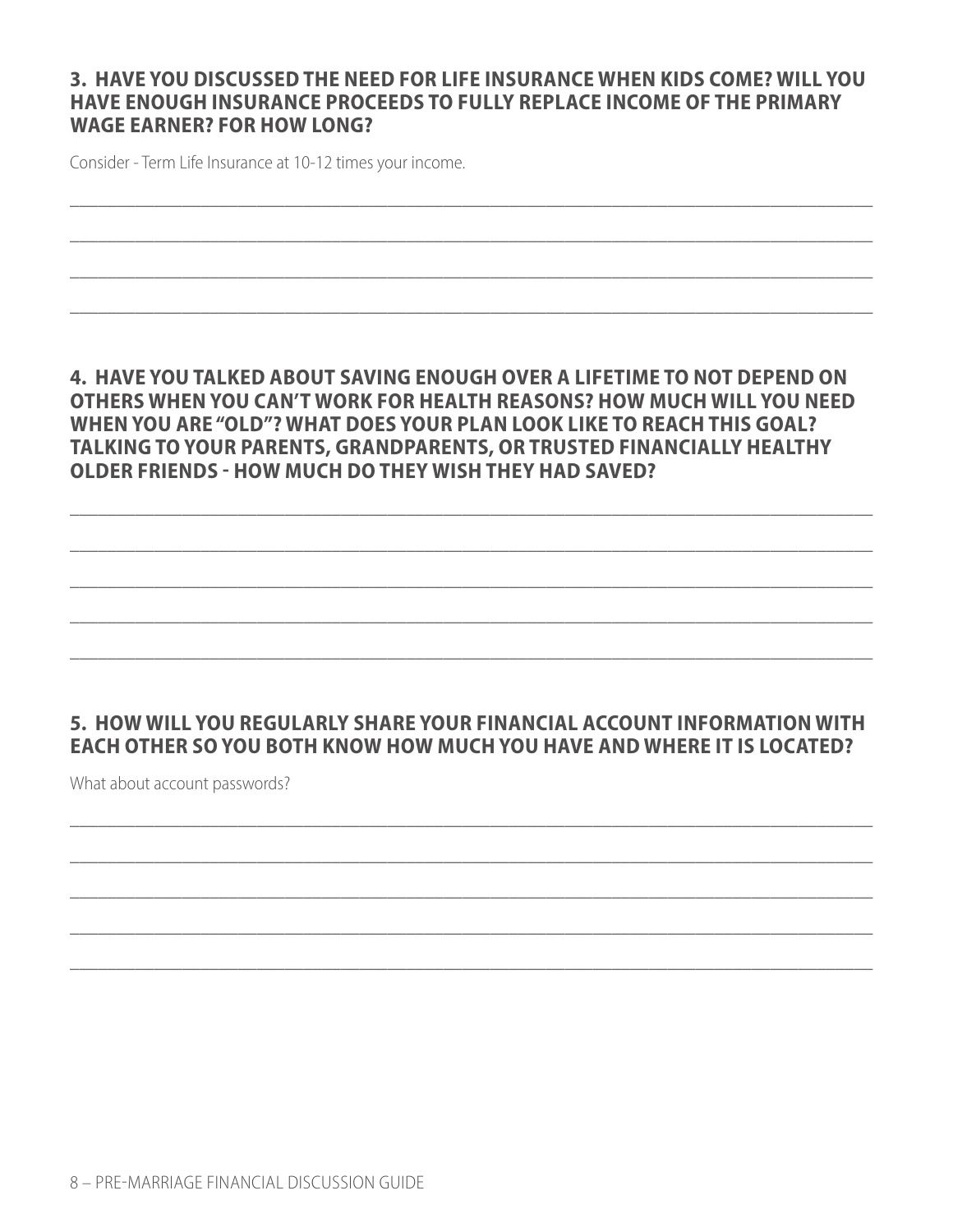### 3. HAVE YOU DISCUSSED THE NEED FOR LIFE INSURANCE WHEN KIDS COME? WILL YOU HAVE ENOUGH INSURANCE PROCEEDS TO FULLY REPLACE INCOME OF THE PRIMARY WAGE EARNER? FOR HOW LONG?

Consider - Term Life Insurance at 10-12 times your income.

______________________________________________________________________________

______________________________________________________________________________

______________________________________________________________________________

______________________________________________________________________________

### 4. HAVE YOU TALKED ABOUT SAVING ENOUGH OVER A LIFETIME TO NOT DEPEND ON OTHERS WHEN YOU CAN'T WORK FOR HEALTH REASONS? HOW MUCH WILL YOU NEED WHEN YOU ARE "OLD"? WHAT DOES YOUR PLAN LOOK LIKE TO REACH THIS GOAL? TALKING TO YOUR PARENTS, GRANDPARENTS, OR TRUSTED FINANCIALLY HEALTHY OLDER FRIENDS - HOW MUCH DO THEY WISH THEY HAD SAVED?

______________________________________________________________________________

______________________________________________________________________________

______________________________________________________________________________

______________________________________________________________________________

______________________________________________________________________________

### 5. HOW WILL YOU REGULARLY SHARE YOUR FINANCIAL ACCOUNT INFORMATION WITH EACH OTHER SO YOU BOTH KNOW HOW MUCH YOU HAVE AND WHERE IT IS LOCATED?

What about account passwords?

______________________________________________________________________________

______________________________________________________________________________

______________________________________________________________________________

______________________________________________________________________________

______________________________________________________________________________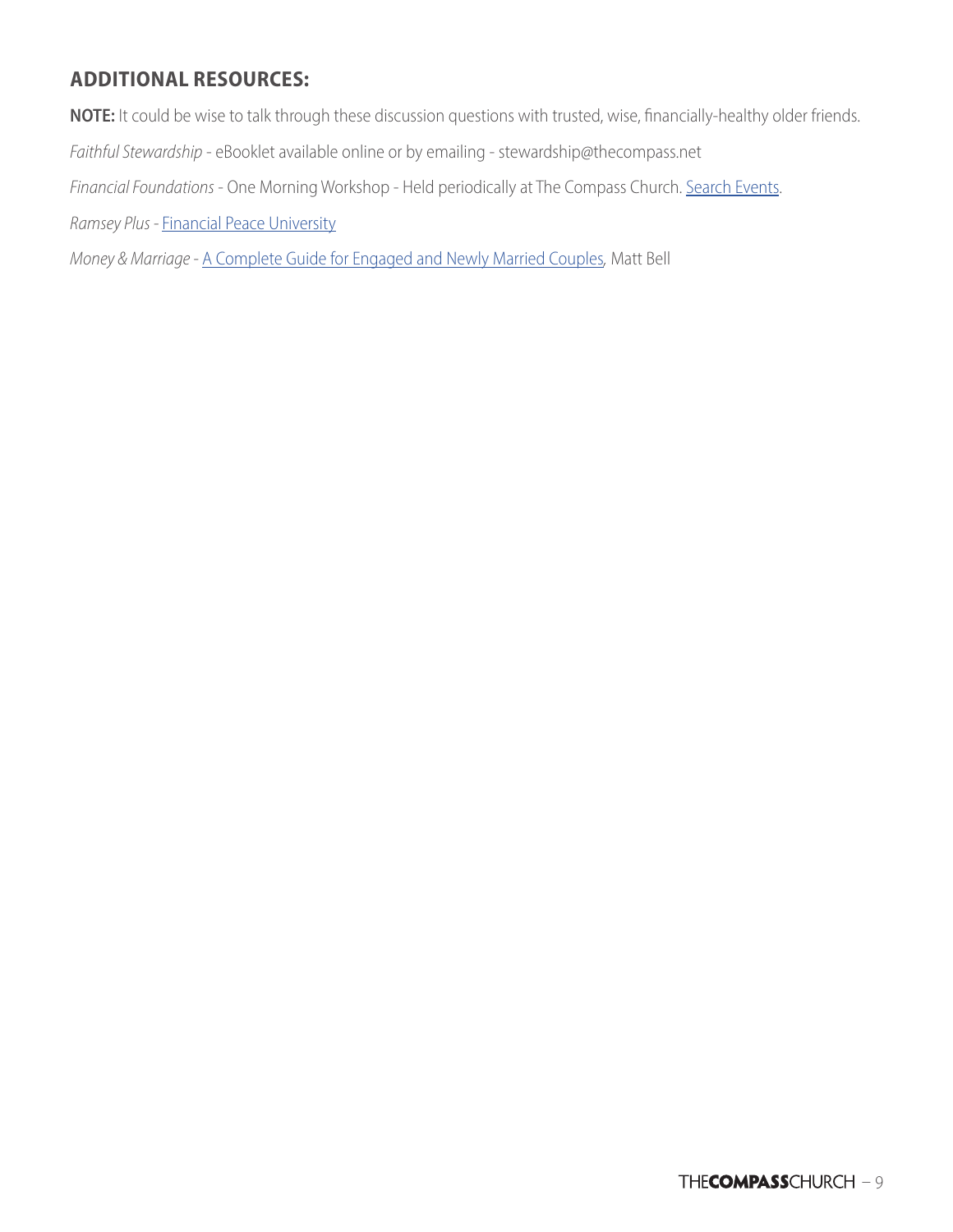## ADDITIONAL RESOURCES:

**NOTE:** It could be wise to talk through these discussion questions with trusted, wise, financially-healthy older friends.

*Faithful Stewardship* - eBooklet available online or by emailing - stewardship@thecompass.net

*Financial Foundations* - One Morning Workshop - Held periodically at The Compass Church. Search Events.

*Ramsey Plus* - Financial Peace University

*Money & Marriage* - A Complete Guide for Engaged and Newly Married Couples, Matt Bell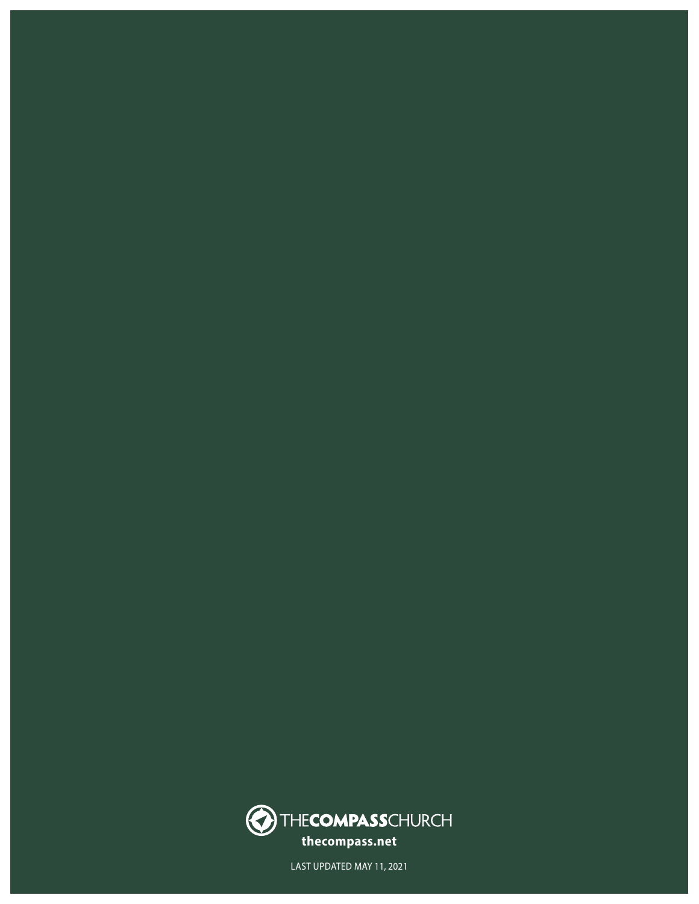THE**COMPASS**CHURCH

**thecompass.net**

LAST UPDATED MAY 11, 2021